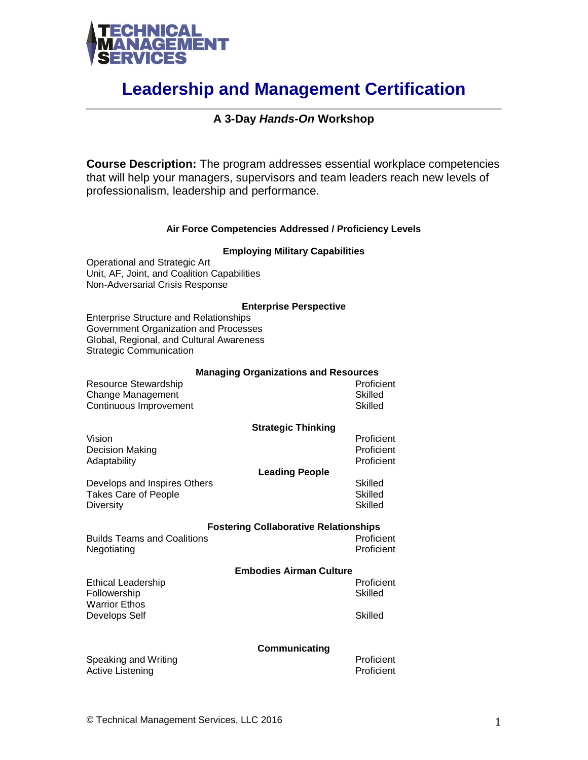TECHNICAL MANAGEMENT SERVICES

# Leadership and Management Certification

### A 3-Day *Hands-On* Workshop

**Course Description:** The program addresses essential workplace competencies that will help your managers, supervisors and team leaders reach new levels of professionalism, leadership and performance.

**Air Force Competencies Addressed / Proficiency Levels**

**Employing Military Capabilities**

| Competency | Proficiency Level |
| --- | --- |
| Operational and Strategic Art | |
| Unit, AF, Joint, and Coalition Capabilities | |
| Non-Adversarial Crisis Response | |

**Enterprise Perspective**

| Competency | Proficiency Level |
| --- | --- |
| Enterprise Structure and Relationships | |
| Government Organization and Processes | |
| Global, Regional, and Cultural Awareness | |
| Strategic Communication | |

**Managing Organizations and Resources**

| Competency | Proficiency Level |
| --- | --- |
| Resource Stewardship | Proficient |
| Change Management | Skilled |
| Continuous Improvement | Skilled |

**Strategic Thinking**

| Competency | Proficiency Level |
| --- | --- |
| Vision | Proficient |
| Decision Making | Proficient |
| Adaptability | Proficient |

**Leading People**

| Competency | Proficiency Level |
| --- | --- |
| Develops and Inspires Others | Skilled |
| Takes Care of People | Skilled |
| Diversity | Skilled |

**Fostering Collaborative Relationships**

| Competency | Proficiency Level |
| --- | --- |
| Builds Teams and Coalitions | Proficient |
| Negotiating | Proficient |

**Embodies Airman Culture**

| Competency | Proficiency Level |
| --- | --- |
| Ethical Leadership | Proficient |
| Followership | Skilled |
| Warrior Ethos | |
| Develops Self | Skilled |

**Communicating**

| Competency | Proficiency Level |
| --- | --- |
| Speaking and Writing | Proficient |
| Active Listening | Proficient |

© Technical Management Services, LLC 2016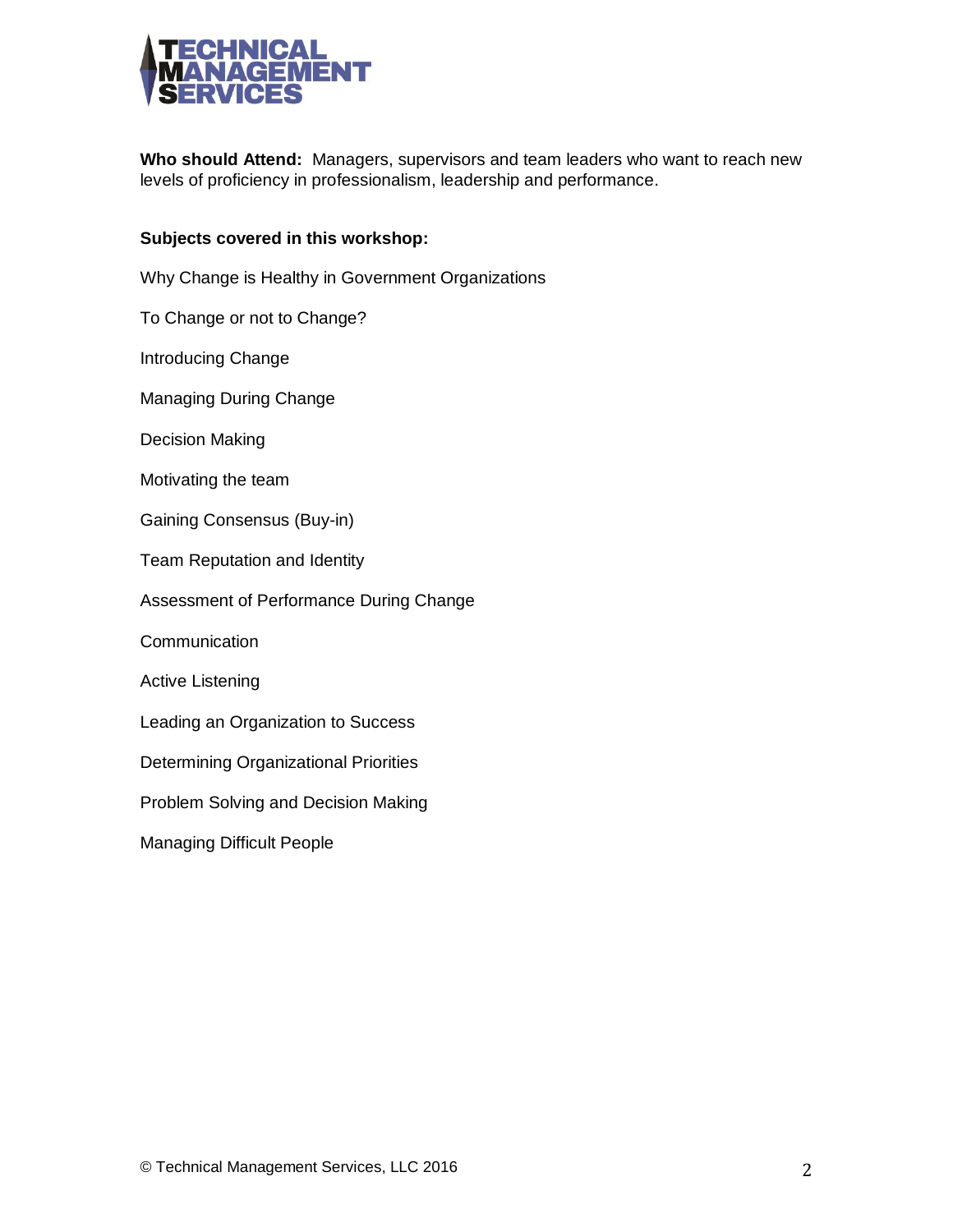TECHNICAL MANAGEMENT SERVICES

**Who should Attend:** Managers, supervisors and team leaders who want to reach new levels of proficiency in professionalism, leadership and performance.

**Subjects covered in this workshop:**

Why Change is Healthy in Government Organizations

To Change or not to Change?

Introducing Change

Managing During Change

Decision Making

Motivating the team

Gaining Consensus (Buy-in)

Team Reputation and Identity

Assessment of Performance During Change

Communication

Active Listening

Leading an Organization to Success

Determining Organizational Priorities

Problem Solving and Decision Making

Managing Difficult People

© Technical Management Services, LLC 2016